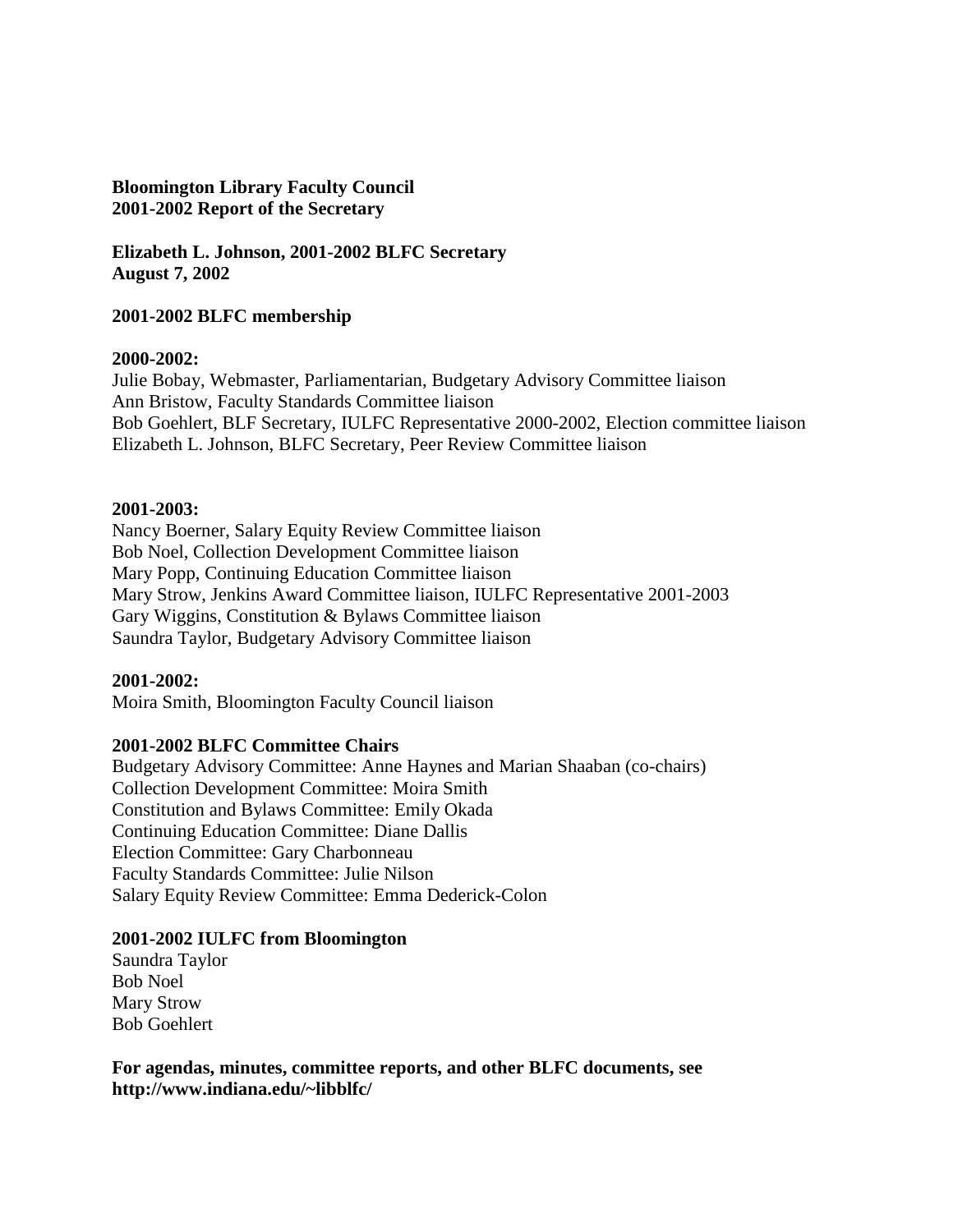**Bloomington Library Faculty Council**
**2001-2002 Report of the Secretary**

**Elizabeth L. Johnson, 2001-2002 BLFC Secretary**
**August 7, 2002**

**2001-2002 BLFC membership**

**2000-2002:**
Julie Bobay, Webmaster, Parliamentarian, Budgetary Advisory Committee liaison
Ann Bristow, Faculty Standards Committee liaison
Bob Goehlert, BLF Secretary, IULFC Representative 2000-2002, Election committee liaison
Elizabeth L. Johnson, BLFC Secretary, Peer Review Committee liaison

**2001-2003:**
Nancy Boerner, Salary Equity Review Committee liaison
Bob Noel, Collection Development Committee liaison
Mary Popp, Continuing Education Committee liaison
Mary Strow, Jenkins Award Committee liaison, IULFC Representative 2001-2003
Gary Wiggins, Constitution & Bylaws Committee liaison
Saundra Taylor, Budgetary Advisory Committee liaison

**2001-2002:**
Moira Smith, Bloomington Faculty Council liaison

**2001-2002 BLFC Committee Chairs**
Budgetary Advisory Committee: Anne Haynes and Marian Shaaban (co-chairs)
Collection Development Committee: Moira Smith
Constitution and Bylaws Committee: Emily Okada
Continuing Education Committee: Diane Dallis
Election Committee: Gary Charbonneau
Faculty Standards Committee: Julie Nilson
Salary Equity Review Committee: Emma Dederick-Colon

**2001-2002 IULFC from Bloomington**
Saundra Taylor
Bob Noel
Mary Strow
Bob Goehlert

**For agendas, minutes, committee reports, and other BLFC documents, see http://www.indiana.edu/~libblfc/**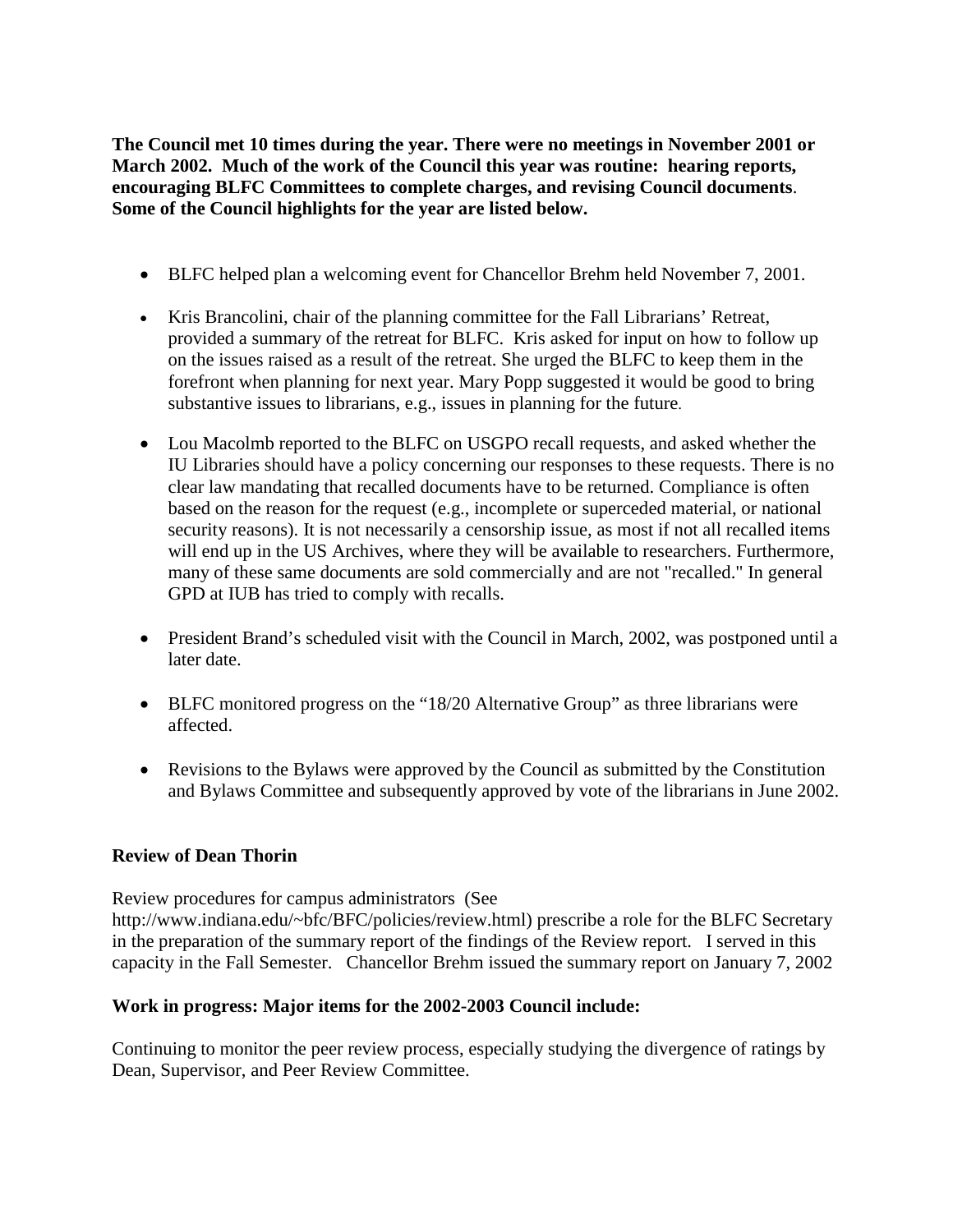**The Council met 10 times during the year. There were no meetings in November 2001 or March 2002. Much of the work of the Council this year was routine: hearing reports, encouraging BLFC Committees to complete charges, and revising Council documents. Some of the Council highlights for the year are listed below.**

- BLFC helped plan a welcoming event for Chancellor Brehm held November 7, 2001.
- Kris Brancolini, chair of the planning committee for the Fall Librarians' Retreat, provided a summary of the retreat for BLFC. Kris asked for input on how to follow up on the issues raised as a result of the retreat. She urged the BLFC to keep them in the forefront when planning for next year. Mary Popp suggested it would be good to bring substantive issues to librarians, e.g., issues in planning for the future.
- Lou Macolmb reported to the BLFC on USGPO recall requests, and asked whether the IU Libraries should have a policy concerning our responses to these requests. There is no clear law mandating that recalled documents have to be returned. Compliance is often based on the reason for the request (e.g., incomplete or superceded material, or national security reasons). It is not necessarily a censorship issue, as most if not all recalled items will end up in the US Archives, where they will be available to researchers. Furthermore, many of these same documents are sold commercially and are not "recalled." In general GPD at IUB has tried to comply with recalls.
- President Brand's scheduled visit with the Council in March, 2002, was postponed until a later date.
- BLFC monitored progress on the "18/20 Alternative Group" as three librarians were affected.
- Revisions to the Bylaws were approved by the Council as submitted by the Constitution and Bylaws Committee and subsequently approved by vote of the librarians in June 2002.

**Review of Dean Thorin**

Review procedures for campus administrators (See http://www.indiana.edu/~bfc/BFC/policies/review.html) prescribe a role for the BLFC Secretary in the preparation of the summary report of the findings of the Review report. I served in this capacity in the Fall Semester. Chancellor Brehm issued the summary report on January 7, 2002

**Work in progress: Major items for the 2002-2003 Council include:**

Continuing to monitor the peer review process, especially studying the divergence of ratings by Dean, Supervisor, and Peer Review Committee.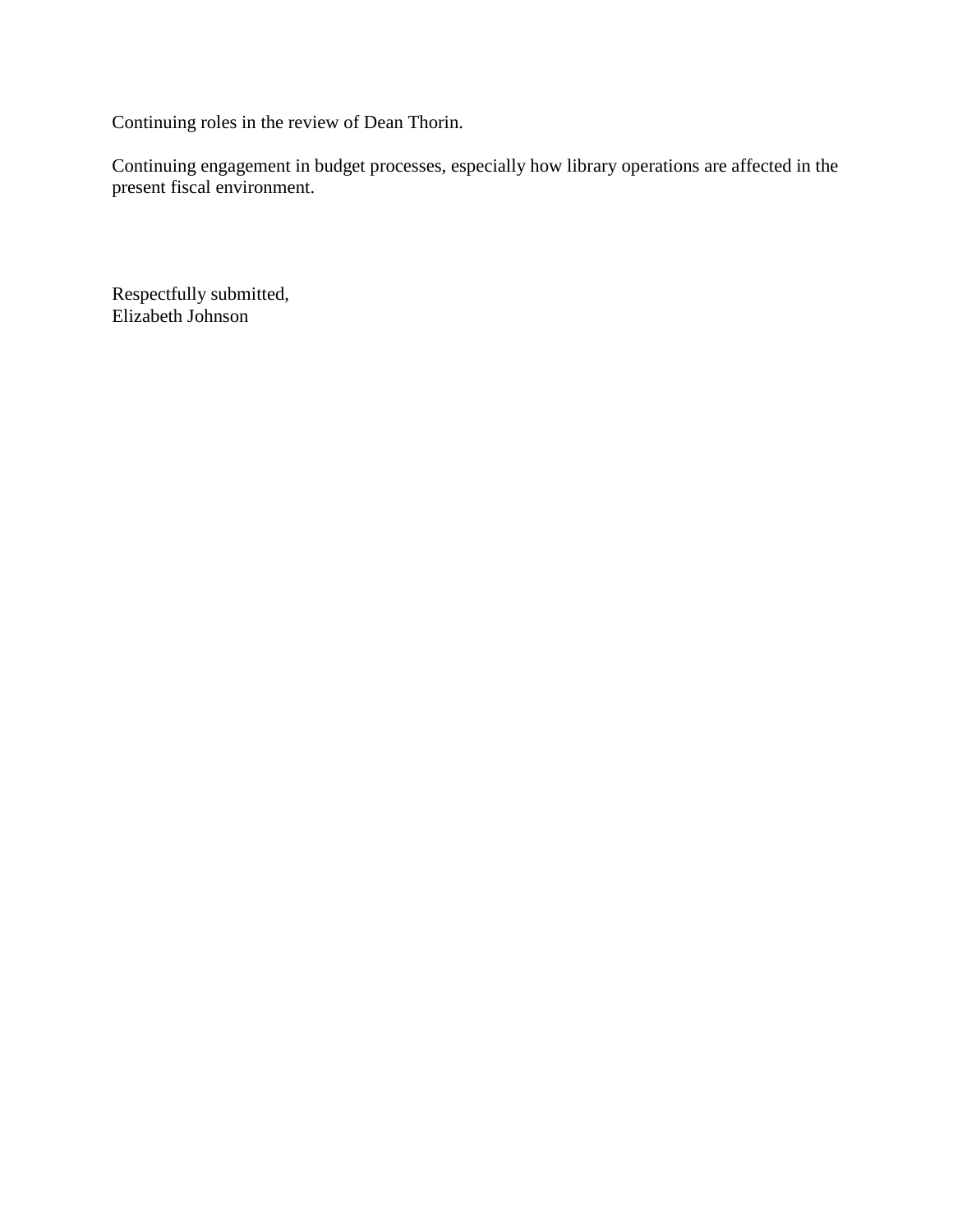Continuing roles in the review of Dean Thorin.

Continuing engagement in budget processes, especially how library operations are affected in the present fiscal environment.

Respectfully submitted,  
Elizabeth Johnson